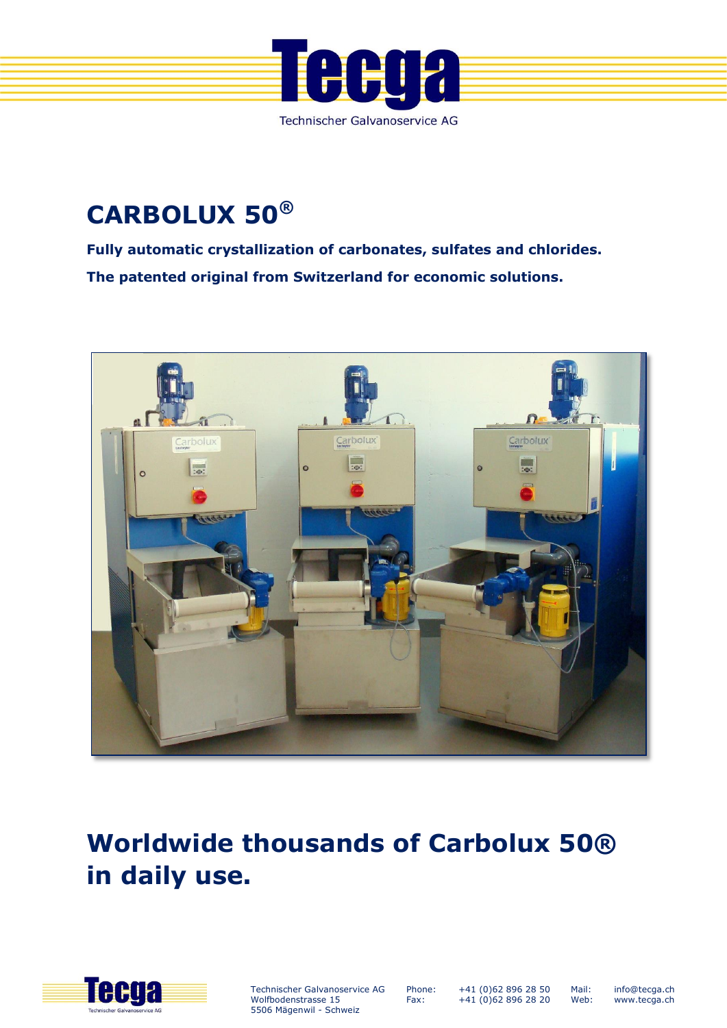Tecga

Technischer Galvanoservice AG

# CARBOLUX 50®

**Fully automatic crystallization of carbonates, sulfates and chlorides.**

**The patented original from Switzerland for economic solutions.**

## Worldwide thousands of Carbolux 50® in daily use.

Technischer Galvanoservice AG
Wolfbodenstrasse 15
5506 Mägenwil - Schweiz

Phone: +41 (0)62 896 28 50
Fax: +41 (0)62 896 28 20

Mail: info@tecga.ch
Web: www.tecga.ch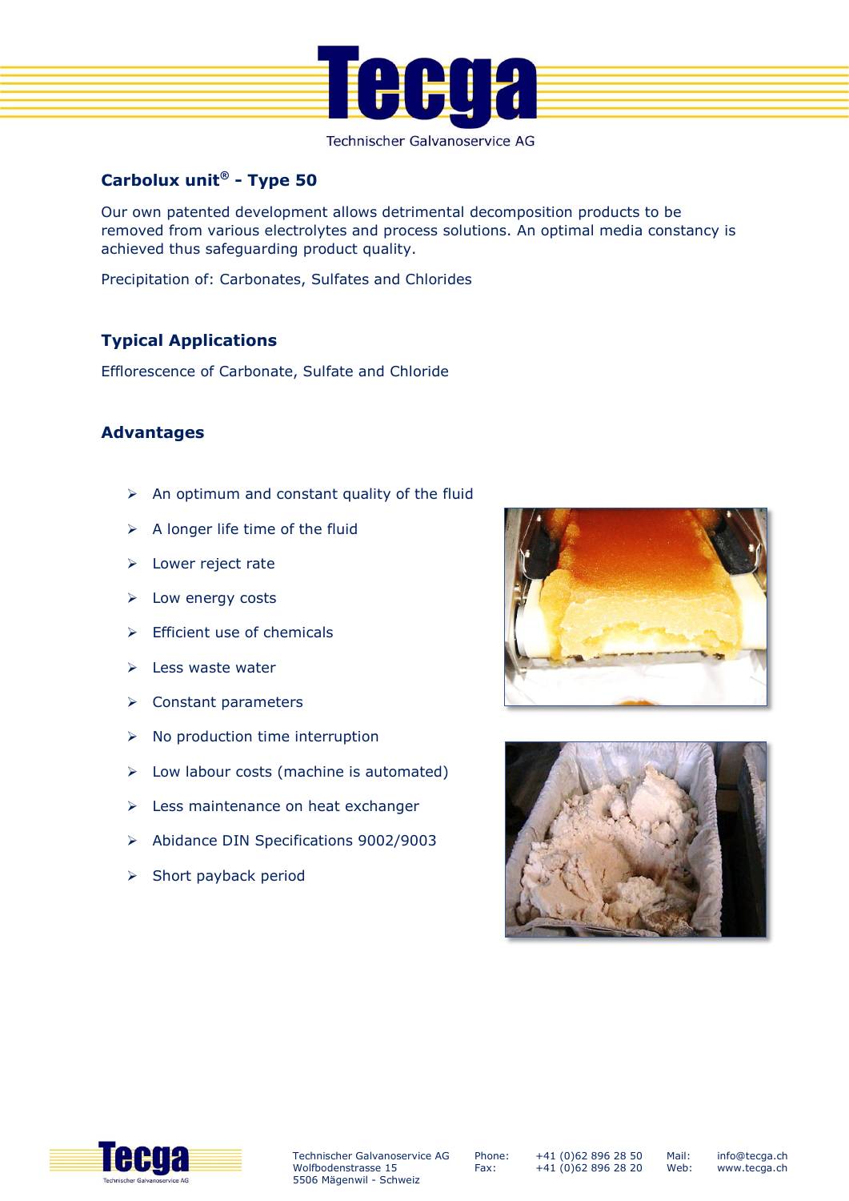## Carbolux unit® - Type 50

Our own patented development allows detrimental decomposition products to be removed from various electrolytes and process solutions. An optimal media constancy is achieved thus safeguarding product quality.

Precipitation of: Carbonates, Sulfates and Chlorides

## Typical Applications

Efflorescence of Carbonate, Sulfate and Chloride

## Advantages

- An optimum and constant quality of the fluid
- A longer life time of the fluid
- Lower reject rate
- Low energy costs
- Efficient use of chemicals
- Less waste water
- Constant parameters
- No production time interruption
- Low labour costs (machine is automated)
- Less maintenance on heat exchanger
- Abidance DIN Specifications 9002/9003
- Short payback period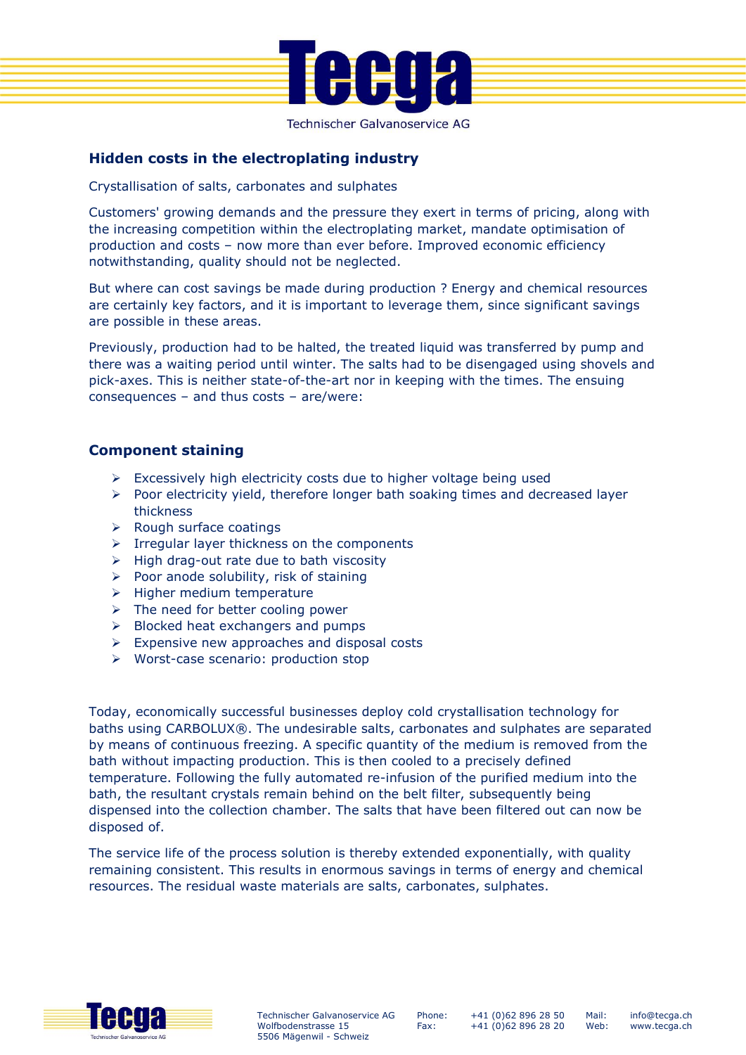## Hidden costs in the electroplating industry

Crystallisation of salts, carbonates and sulphates

Customers' growing demands and the pressure they exert in terms of pricing, along with the increasing competition within the electroplating market, mandate optimisation of production and costs – now more than ever before. Improved economic efficiency notwithstanding, quality should not be neglected.

But where can cost savings be made during production ? Energy and chemical resources are certainly key factors, and it is important to leverage them, since significant savings are possible in these areas.

Previously, production had to be halted, the treated liquid was transferred by pump and there was a waiting period until winter. The salts had to be disengaged using shovels and pick-axes. This is neither state-of-the-art nor in keeping with the times. The ensuing consequences – and thus costs – are/were:

## Component staining

- Excessively high electricity costs due to higher voltage being used
- Poor electricity yield, therefore longer bath soaking times and decreased layer thickness
- Rough surface coatings
- Irregular layer thickness on the components
- High drag-out rate due to bath viscosity
- Poor anode solubility, risk of staining
- Higher medium temperature
- The need for better cooling power
- Blocked heat exchangers and pumps
- Expensive new approaches and disposal costs
- Worst-case scenario: production stop

Today, economically successful businesses deploy cold crystallisation technology for baths using CARBOLUX®. The undesirable salts, carbonates and sulphates are separated by means of continuous freezing. A specific quantity of the medium is removed from the bath without impacting production. This is then cooled to a precisely defined temperature. Following the fully automated re-infusion of the purified medium into the bath, the resultant crystals remain behind on the belt filter, subsequently being dispensed into the collection chamber. The salts that have been filtered out can now be disposed of.

The service life of the process solution is thereby extended exponentially, with quality remaining consistent. This results in enormous savings in terms of energy and chemical resources. The residual waste materials are salts, carbonates, sulphates.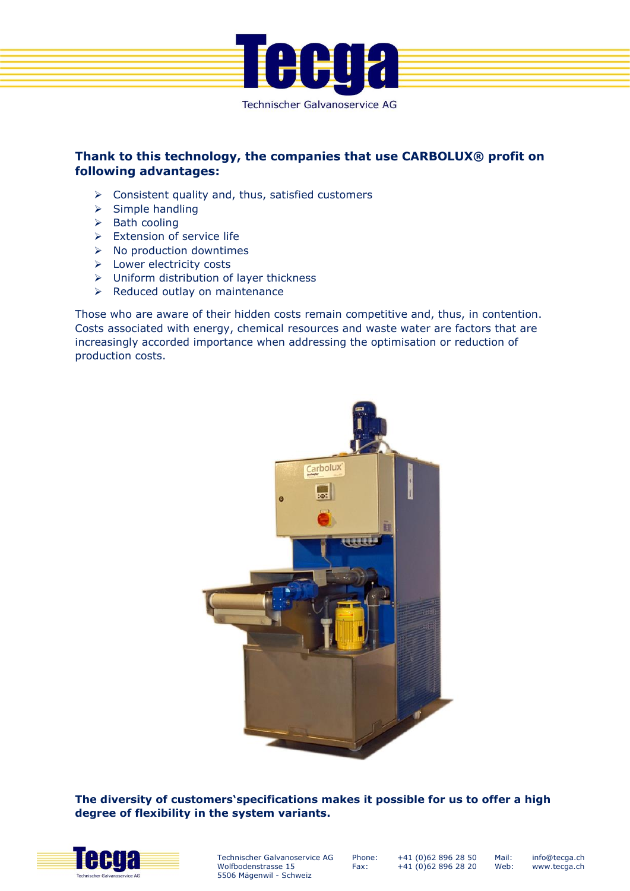**Thank to this technology, the companies that use CARBOLUX® profit on following advantages:**

- Consistent quality and, thus, satisfied customers
- Simple handling
- Bath cooling
- Extension of service life
- No production downtimes
- Lower electricity costs
- Uniform distribution of layer thickness
- Reduced outlay on maintenance

Those who are aware of their hidden costs remain competitive and, thus, in contention. Costs associated with energy, chemical resources and waste water are factors that are increasingly accorded importance when addressing the optimisation or reduction of production costs.

**The diversity of customers'specifications makes it possible for us to offer a high degree of flexibility in the system variants.**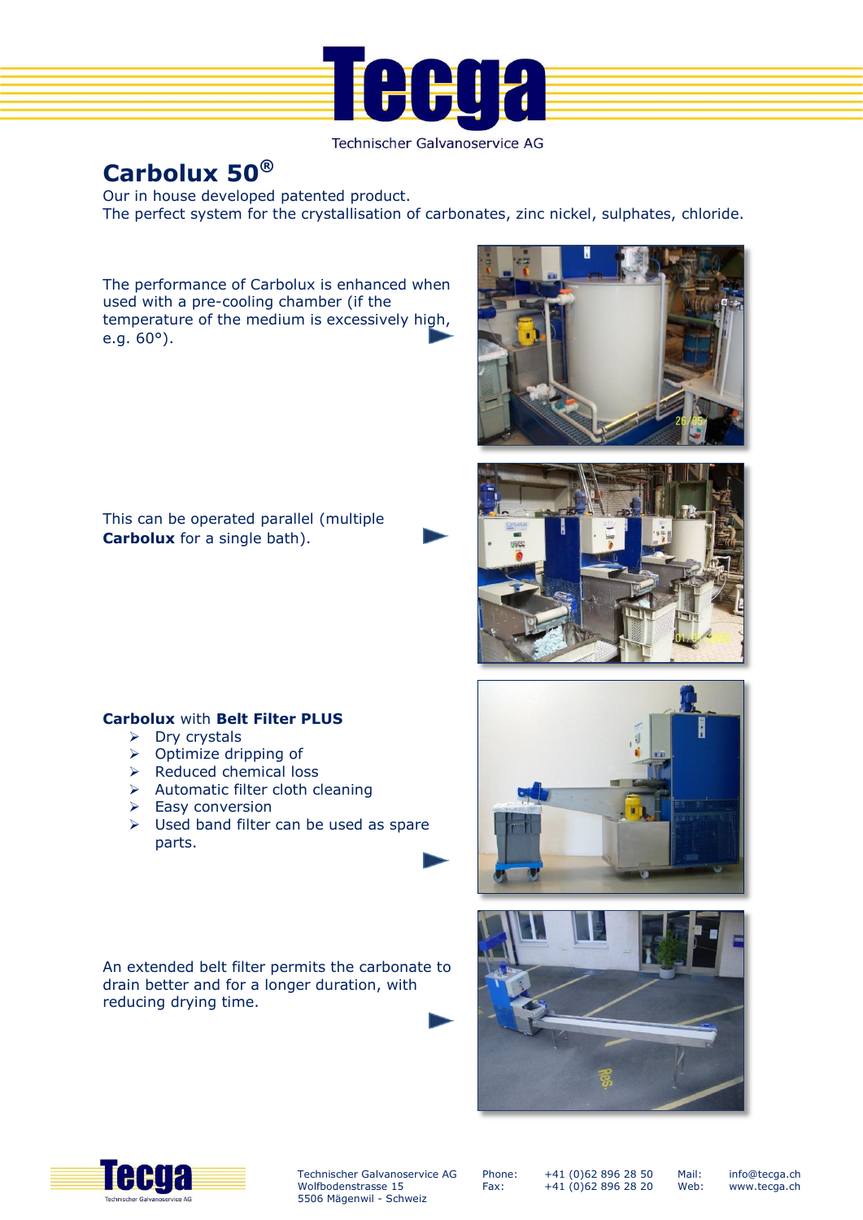# Carbolux 50®

Our in house developed patented product.
The perfect system for the crystallisation of carbonates, zinc nickel, sulphates, chloride.

The performance of Carbolux is enhanced when used with a pre-cooling chamber (if the temperature of the medium is excessively high, e.g. 60°).

This can be operated parallel (multiple **Carbolux** for a single bath).

**Carbolux** with **Belt Filter PLUS**

- Dry crystals
- Optimize dripping of
- Reduced chemical loss
- Automatic filter cloth cleaning
- Easy conversion
- Used band filter can be used as spare parts.

An extended belt filter permits the carbonate to drain better and for a longer duration, with reducing drying time.

Technischer Galvanoservice AG
Wolfbodenstrasse 15
5506 Mägenwil - Schweiz

Phone: +41 (0)62 896 28 50
Fax: +41 (0)62 896 28 20

Mail: info@tecga.ch
Web: www.tecga.ch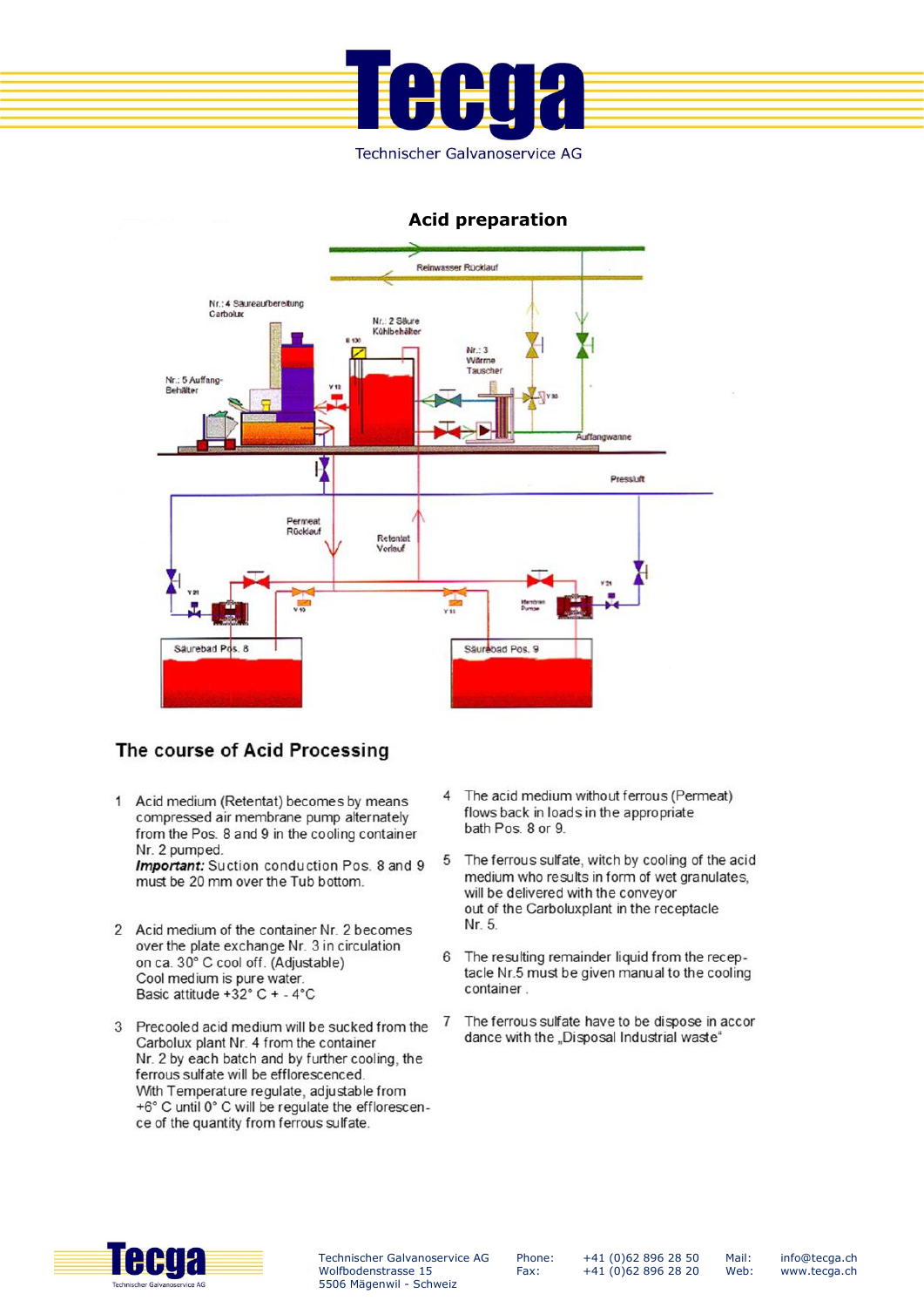## Acid preparation

## The course of Acid Processing

1. Acid medium (Retentat) becomes by means compressed air membrane pump alternately from the Pos. 8 and 9 in the cooling container Nr. 2 pumped.
   ***Important:*** Suction conduction Pos. 8 and 9 must be 20 mm over the Tub bottom.

2. Acid medium of the container Nr. 2 becomes over the plate exchange Nr. 3 in circulation on ca. 30° C cool off. (Adjustable)
   Cool medium is pure water.
   Basic attitude +32° C + - 4°C

3. Precooled acid medium will be sucked from the Carbolux plant Nr. 4 from the container Nr. 2 by each batch and by further cooling, the ferrous sulfate will be efflorescenced.
   With Temperature regulate, adjustable from +6° C until 0° C will be regulate the efflorescence of the quantity from ferrous sulfate.

4. The acid medium without ferrous (Permeat) flows back in loads in the appropriate bath Pos. 8 or 9.

5. The ferrous sulfate, witch by cooling of the acid medium who results in form of wet granulates, will be delivered with the conveyor out of the Carboluxplant in the receptacle Nr. 5.

6. The resulting remainder liquid from the receptacle Nr.5 must be given manual to the cooling container .

7. The ferrous sulfate have to be dispose in accordance with the „Disposal Industrial waste“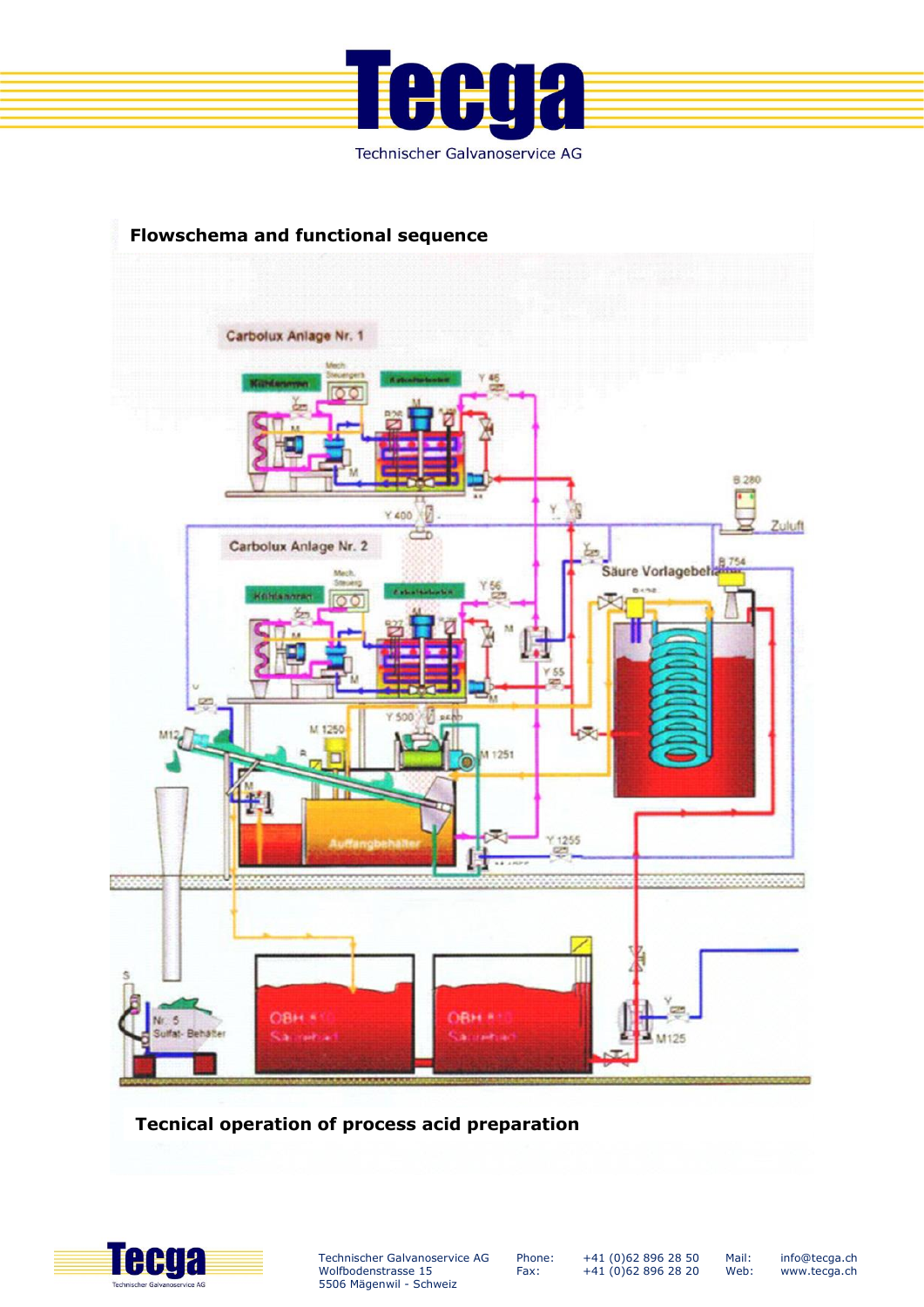## Flowschema and functional sequence

## Tecnical operation of process acid preparation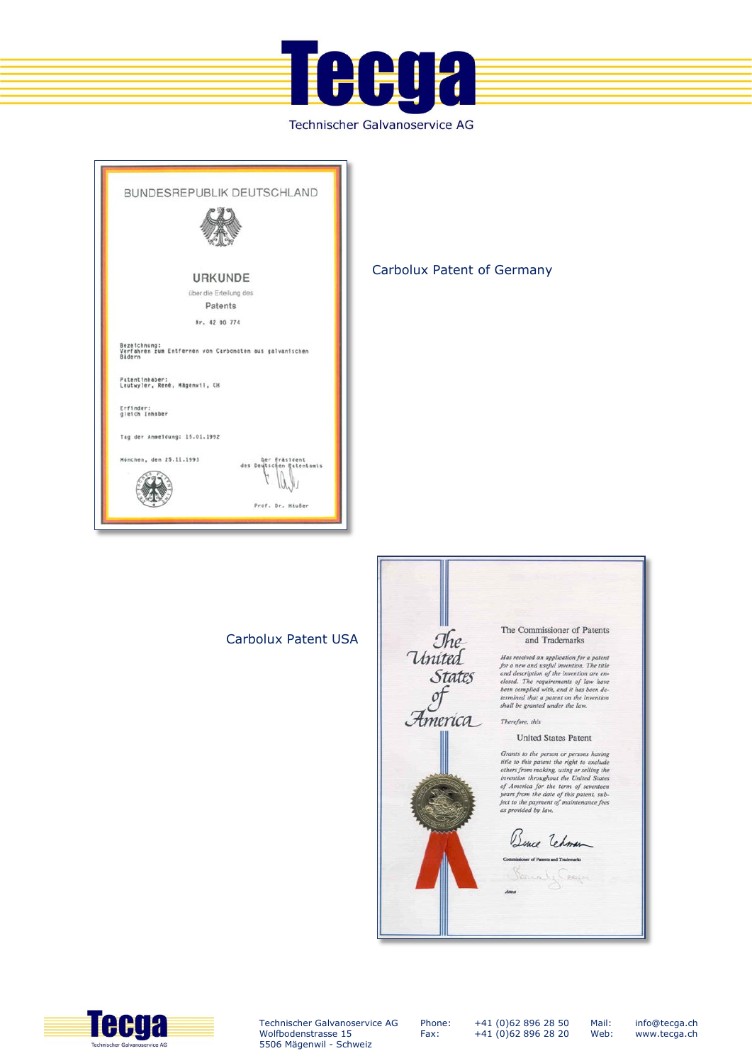# Tecga

Technischer Galvanoservice AG

BUNDESREPUBLIK DEUTSCHLAND

URKUNDE

über die Erteilung des

Patents

Nr. 42 00 774

Bezeichnung:
Verfahren zum Entfernen von Carbonsten aus galvanischen Bädern

Patentinhaber:
Leutwyler, René, Mägenwil, CH

Erfinder:
gleich Inhaber

Tag der Anmeldung: 15.01.1992

München, den 25.11.1993

Der Präsident des Deutschen Patentamts

Prof. Dr. Häußer

Carbolux Patent of Germany

Carbolux Patent USA

The United States of America

The Commissioner of Patents and Trademarks

*Has received an application for a patent for a new and useful invention. The title and description of the invention are enclosed. The requirements of law have been complied with, and it has been determined that a patent on the invention shall be granted under the law.*

*Therefore, this*

United States Patent

*Grants to the person or persons having title to this patent the right to exclude others from making, using or selling the invention throughout the United States of America for the term of seventeen years from the date of this patent, subject to the payment of maintenance fees as provided by law.*

Commissioner of Patents and Trademarks

*Attest*

Technischer Galvanoservice AG
Wolfbodenstrasse 15
5506 Mägenwil - Schweiz

Phone: +41 (0)62 896 28 50
Fax: +41 (0)62 896 28 20

Mail: info@tecga.ch
Web: www.tecga.ch